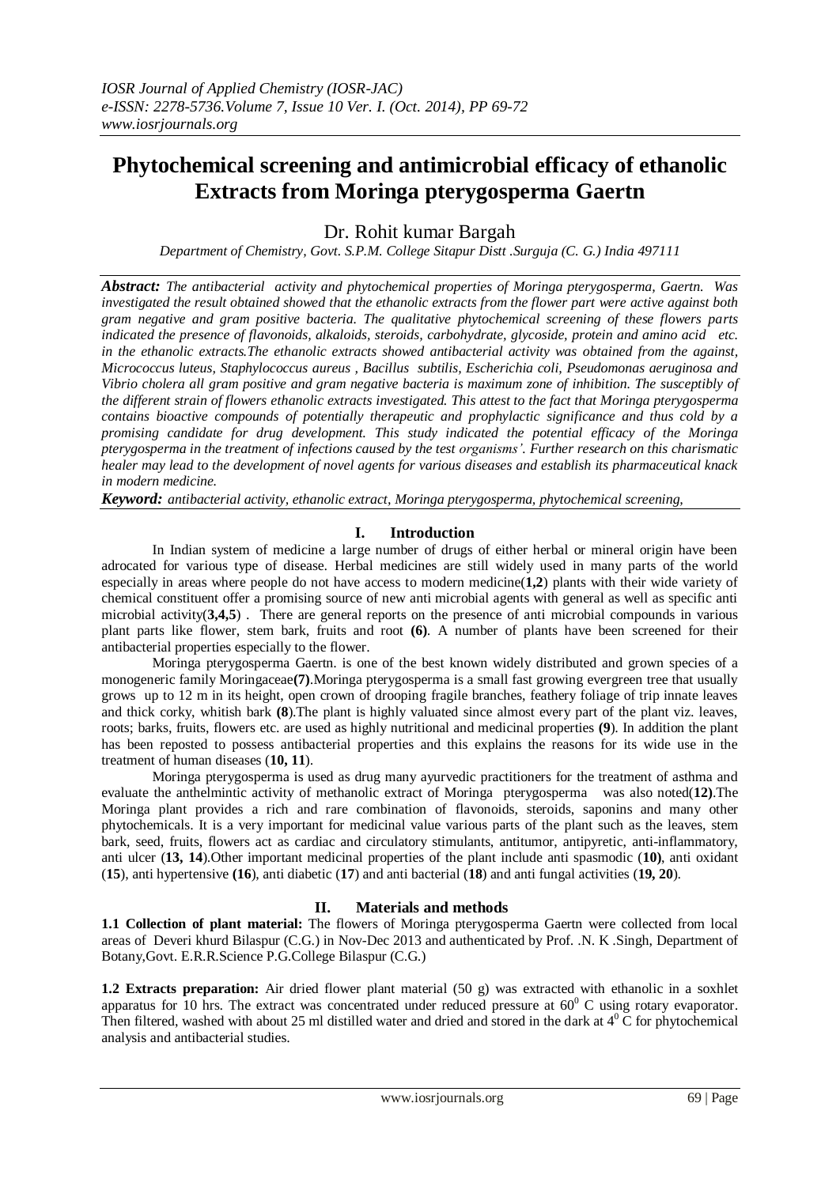# Phytochemical screening and antimicrobial efficacy of ethanolic Extracts from Moringa pterygosperma Gaertn

Dr. Rohit kumar Bargah

*Department of Chemistry, Govt. S.P.M. College Sitapur Distt .Surguja (C. G.) India 497111*

***Abstract:*** *The antibacterial activity and phytochemical properties of Moringa pterygosperma, Gaertn. Was investigated the result obtained showed that the ethanolic extracts from the flower part were active against both gram negative and gram positive bacteria. The qualitative phytochemical screening of these flowers parts indicated the presence of flavonoids, alkaloids, steroids, carbohydrate, glycoside, protein and amino acid etc. in the ethanolic extracts.The ethanolic extracts showed antibacterial activity was obtained from the against, Micrococcus luteus, Staphylococcus aureus , Bacillus subtilis, Escherichia coli, Pseudomonas aeruginosa and Vibrio cholera all gram positive and gram negative bacteria is maximum zone of inhibition. The susceptibly of the different strain of flowers ethanolic extracts investigated. This attest to the fact that Moringa pterygosperma contains bioactive compounds of potentially therapeutic and prophylactic significance and thus cold by a promising candidate for drug development. This study indicated the potential efficacy of the Moringa pterygosperma in the treatment of infections caused by the test organisms'. Further research on this charismatic healer may lead to the development of novel agents for various diseases and establish its pharmaceutical knack in modern medicine.*

***Keyword:*** *antibacterial activity, ethanolic extract, Moringa pterygosperma, phytochemical screening,*

## I. Introduction

In Indian system of medicine a large number of drugs of either herbal or mineral origin have been adrocated for various type of disease. Herbal medicines are still widely used in many parts of the world especially in areas where people do not have access to modern medicine(**1,2**) plants with their wide variety of chemical constituent offer a promising source of new anti microbial agents with general as well as specific anti microbial activity(**3,4,5**) . There are general reports on the presence of anti microbial compounds in various plant parts like flower, stem bark, fruits and root **(6)**. A number of plants have been screened for their antibacterial properties especially to the flower.

Moringa pterygosperma Gaertn. is one of the best known widely distributed and grown species of a monogeneric family Moringaceae**(7)**.Moringa pterygosperma is a small fast growing evergreen tree that usually grows up to 12 m in its height, open crown of drooping fragile branches, feathery foliage of trip innate leaves and thick corky, whitish bark **(8)**.The plant is highly valuated since almost every part of the plant viz. leaves, roots; barks, fruits, flowers etc. are used as highly nutritional and medicinal properties **(9**). In addition the plant has been reposted to possess antibacterial properties and this explains the reasons for its wide use in the treatment of human diseases (**10, 11**).

Moringa pterygosperma is used as drug many ayurvedic practitioners for the treatment of asthma and evaluate the anthelmintic activity of methanolic extract of Moringa pterygosperma was also noted(**12)**.The Moringa plant provides a rich and rare combination of flavonoids, steroids, saponins and many other phytochemicals. It is a very important for medicinal value various parts of the plant such as the leaves, stem bark, seed, fruits, flowers act as cardiac and circulatory stimulants, antitumor, antipyretic, anti-inflammatory, anti ulcer (**13, 14**).Other important medicinal properties of the plant include anti spasmodic (**10**), anti oxidant (**15**), anti hypertensive **(16**), anti diabetic (**17**) and anti bacterial (**18**) and anti fungal activities (**19, 20**).

## II. Materials and methods

**1.1 Collection of plant material:** The flowers of Moringa pterygosperma Gaertn were collected from local areas of Deveri khurd Bilaspur (C.G.) in Nov-Dec 2013 and authenticated by Prof. .N. K .Singh, Department of Botany,Govt. E.R.R.Science P.G.College Bilaspur (C.G.)

**1.2 Extracts preparation:** Air dried flower plant material (50 g) was extracted with ethanolic in a soxhlet apparatus for 10 hrs. The extract was concentrated under reduced pressure at $60^0$ C using rotary evaporator. Then filtered, washed with about 25 ml distilled water and dried and stored in the dark at $4^0$ C for phytochemical analysis and antibacterial studies.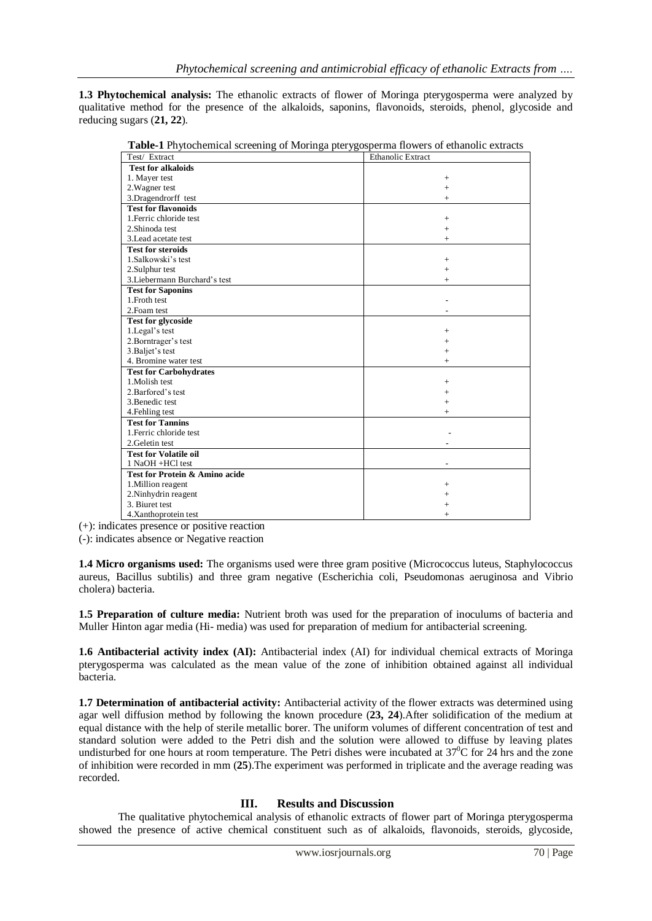**1.3 Phytochemical analysis:** The ethanolic extracts of flower of Moringa pterygosperma were analyzed by qualitative method for the presence of the alkaloids, saponins, flavonoids, steroids, phenol, glycoside and reducing sugars (**21, 22**).

**Table-1** Phytochemical screening of Moringa pterygosperma flowers of ethanolic extracts

| Test/ Extract | Ethanolic Extract |
|---|---|
| **Test for alkaloids** | |
| 1. Mayer test | + |
| 2.Wagner test | + |
| 3.Dragendrorff test | + |
| **Test for flavonoids** | |
| 1.Ferric chloride test | + |
| 2.Shinoda test | + |
| 3.Lead acetate test | + |
| **Test for steroids** | |
| 1.Salkowski's test | + |
| 2.Sulphur test | + |
| 3.Liebermann Burchard's test | + |
| **Test for Saponins** | |
| 1.Froth test | - |
| 2.Foam test | - |
| **Test for glycoside** | |
| 1.Legal's test | + |
| 2.Borntrager's test | + |
| 3.Baljet's test | + |
| 4. Bromine water test | + |
| **Test for Carbohydrates** | |
| 1.Molish test | + |
| 2.Barfored's test | + |
| 3.Benedic test | + |
| 4.Fehling test | + |
| **Test for Tannins** | |
| 1.Ferric chloride test | - |
| 2.Geletin test | - |
| **Test for Volatile oil** | |
| 1 NaOH +HCl test | - |
| **Test for Protein & Amino acide** | |
| 1.Million reagent | + |
| 2.Ninhydrin reagent | + |
| 3. Biuret test | + |
| 4.Xanthoprotein test | + |

(+): indicates presence or positive reaction

(-): indicates absence or Negative reaction

**1.4 Micro organisms used:** The organisms used were three gram positive (Micrococcus luteus, Staphylococcus aureus, Bacillus subtilis) and three gram negative (Escherichia coli, Pseudomonas aeruginosa and Vibrio cholera) bacteria.

**1.5 Preparation of culture media:** Nutrient broth was used for the preparation of inoculums of bacteria and Muller Hinton agar media (Hi- media) was used for preparation of medium for antibacterial screening.

**1.6 Antibacterial activity index (AI):** Antibacterial index (AI) for individual chemical extracts of Moringa pterygosperma was calculated as the mean value of the zone of inhibition obtained against all individual bacteria.

**1.7 Determination of antibacterial activity:** Antibacterial activity of the flower extracts was determined using agar well diffusion method by following the known procedure (**23, 24**).After solidification of the medium at equal distance with the help of sterile metallic borer. The uniform volumes of different concentration of test and standard solution were added to the Petri dish and the solution were allowed to diffuse by leaving plates undisturbed for one hours at room temperature. The Petri dishes were incubated at $37^0$C for 24 hrs and the zone of inhibition were recorded in mm (**25**).The experiment was performed in triplicate and the average reading was recorded.

## III. Results and Discussion

The qualitative phytochemical analysis of ethanolic extracts of flower part of Moringa pterygosperma showed the presence of active chemical constituent such as of alkaloids, flavonoids, steroids, glycoside,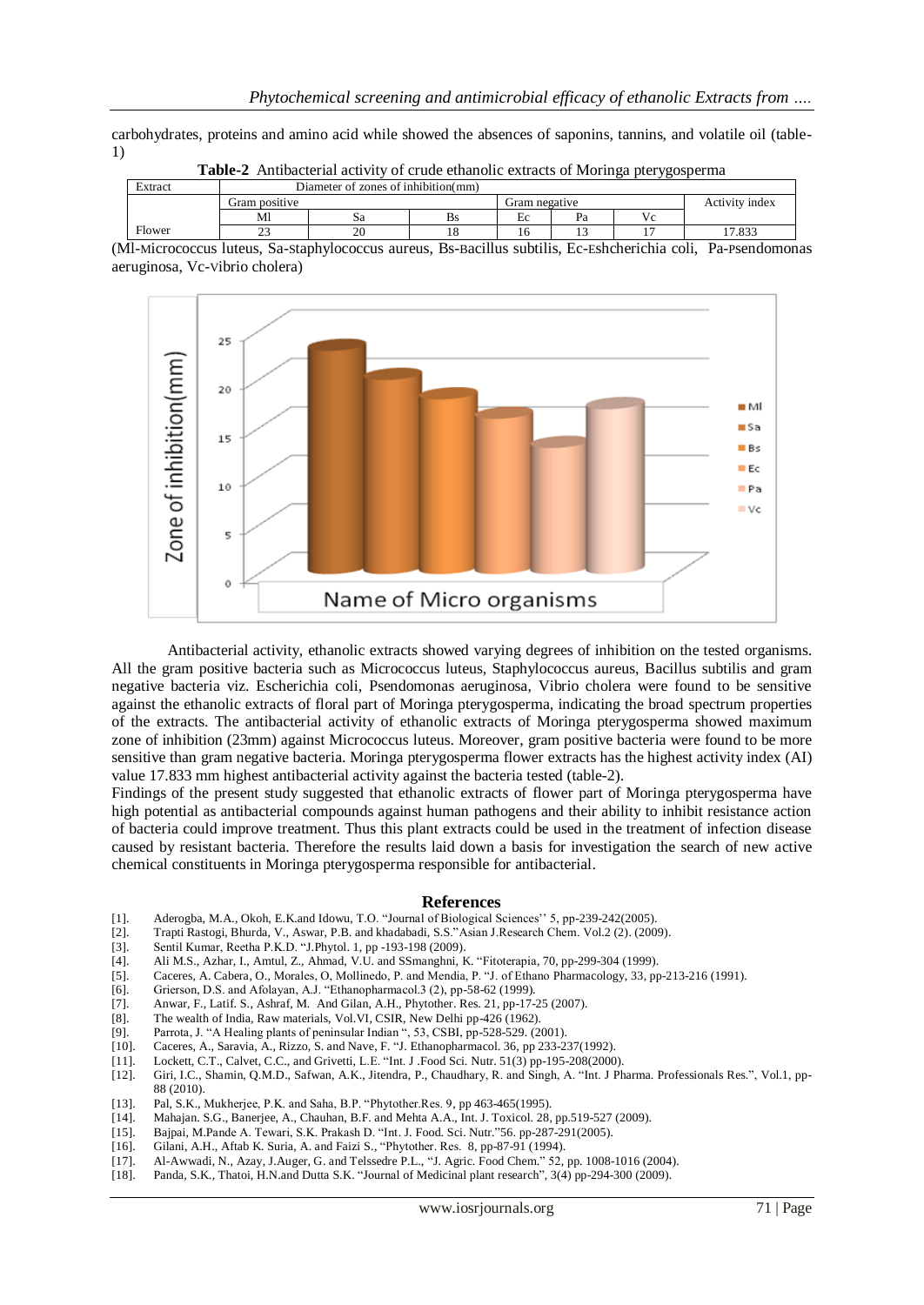carbohydrates, proteins and amino acid while showed the absences of saponins, tannins, and volatile oil (table-1)

**Table-2** Antibacterial activity of crude ethanolic extracts of Moringa pterygosperma

| Extract | Diameter of zones of inhibition(mm) | | | | | | |
|---|---|---|---|---|---|---|---|
| | Gram positive | | | Gram negative | | | Activity index |
| | Ml | Sa | Bs | Ec | Pa | Vc | |
| Flower | 23 | 20 | 18 | 16 | 13 | 17 | 17.833 |

(Ml-Micrococcus luteus, Sa-staphylococcus aureus, Bs-Bacillus subtilis, Ec-Eshcherichia coli, Pa-Psendomonas aeruginosa, Vc-Vibrio cholera)

Antibacterial activity, ethanolic extracts showed varying degrees of inhibition on the tested organisms. All the gram positive bacteria such as Micrococcus luteus, Staphylococcus aureus, Bacillus subtilis and gram negative bacteria viz. Escherichia coli, Psendomonas aeruginosa, Vibrio cholera were found to be sensitive against the ethanolic extracts of floral part of Moringa pterygosperma, indicating the broad spectrum properties of the extracts. The antibacterial activity of ethanolic extracts of Moringa pterygosperma showed maximum zone of inhibition (23mm) against Micrococcus luteus. Moreover, gram positive bacteria were found to be more sensitive than gram negative bacteria. Moringa pterygosperma flower extracts has the highest activity index (AI) value 17.833 mm highest antibacterial activity against the bacteria tested (table-2).

Findings of the present study suggested that ethanolic extracts of flower part of Moringa pterygosperma have high potential as antibacterial compounds against human pathogens and their ability to inhibit resistance action of bacteria could improve treatment. Thus this plant extracts could be used in the treatment of infection disease caused by resistant bacteria. Therefore the results laid down a basis for investigation the search of new active chemical constituents in Moringa pterygosperma responsible for antibacterial.

## References

[1]. Aderogba, M.A., Okoh, E.K.and Idowu, T.O. "Journal of Biological Sciences'' 5, pp-239-242(2005).
[2]. Trapti Rastogi, Bhurda, V., Aswar, P.B. and khadabadi, S.S."Asian J.Research Chem. Vol.2 (2). (2009).
[3]. Sentil Kumar, Reetha P.K.D. "J.Phytol. 1, pp -193-198 (2009).
[4]. Ali M.S., Azhar, I., Amtul, Z., Ahmad, V.U. and SSmanghni, K. "Fitoterapia, 70, pp-299-304 (1999).
[5]. Caceres, A. Cabera, O., Morales, O, Mollinedo, P. and Mendia, P. "J. of Ethano Pharmacology, 33, pp-213-216 (1991).
[6]. Grierson, D.S. and Afolayan, A.J. "Ethanopharmacol.3 (2), pp-58-62 (1999).
[7]. Anwar, F., Latif. S., Ashraf, M. And Gilan, A.H., Phytother. Res. 21, pp-17-25 (2007).
[8]. The wealth of India, Raw materials, Vol.VI, CSIR, New Delhi pp-426 (1962).
[9]. Parrota, J. "A Healing plants of peninsular Indian ", 53, CSBI, pp-528-529. (2001).
[10]. Caceres, A., Saravia, A., Rizzo, S. and Nave, F. "J. Ethanopharmacol. 36, pp 233-237(1992).
[11]. Lockett, C.T., Calvet, C.C., and Grivetti, L.E. "Int. J .Food Sci. Nutr. 51(3) pp-195-208(2000).
[12]. Giri, I.C., Shamin, Q.M.D., Safwan, A.K., Jitendra, P., Chaudhary, R. and Singh, A. "Int. J Pharma. Professionals Res.", Vol.1, pp-88 (2010).
[13]. Pal, S.K., Mukherjee, P.K. and Saha, B.P. "Phytother.Res. 9, pp 463-465(1995).
[14]. Mahajan. S.G., Banerjee, A., Chauhan, B.F. and Mehta A.A., Int. J. Toxicol. 28, pp.519-527 (2009).
[15]. Bajpai, M.Pande A. Tewari, S.K. Prakash D. "Int. J. Food. Sci. Nutr."56. pp-287-291(2005).
[16]. Gilani, A.H., Aftab K. Suria, A. and Faizi S., "Phytother. Res. 8, pp-87-91 (1994).
[17]. Al-Awwadi, N., Azay, J.Auger, G. and Telssedre P.L., "J. Agric. Food Chem." 52, pp. 1008-1016 (2004).
[18]. Panda, S.K., Thatoi, H.N.and Dutta S.K. "Journal of Medicinal plant research", 3(4) pp-294-300 (2009).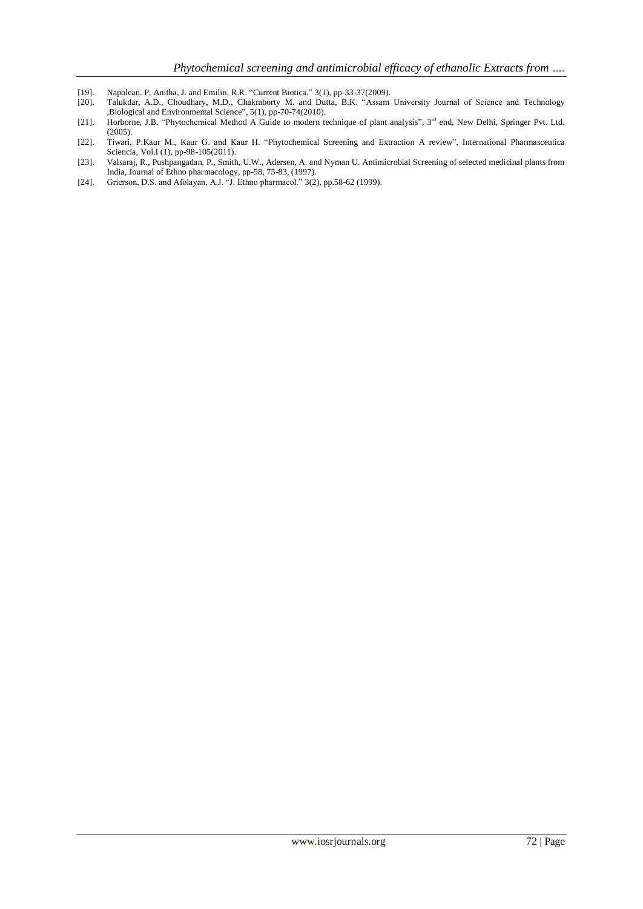[19]. Napolean. P, Anitha, J. and Emilin, R.R. "Current Biotica." 3(1), pp-33-37(2009).

[20]. Talukdar, A.D., Choudhary, M.D., Chakraborty M. and Dutta, B.K. "Assam University Journal of Science and Technology ,Biological and Environmental Science", 5(1), pp-70-74(2010).

[21]. Horborne, J.B. "Phytochemical Method A Guide to modern technique of plant analysis", 3rd end, New Delhi, Springer Pvt. Ltd. (2005).

[22]. Tiwari, P.Kaur M., Kaur G. and Kaur H. "Phytochemical Screening and Extraction A review", International Pharmasceutica Sciencia, Vol.I (1), pp-98-105(2011).

[23]. Valsaraj, R., Pushpangadan, P., Smith, U.W., Adersen, A. and Nyman U. Antimicrobial Screening of selected medicinal plants from India, Journal of Ethno pharmacology, pp-58, 75-83, (1997).

[24]. Grierson, D.S. and Afolayan, A.J. "J. Ethno pharmacol." 3(2), pp.58-62 (1999).